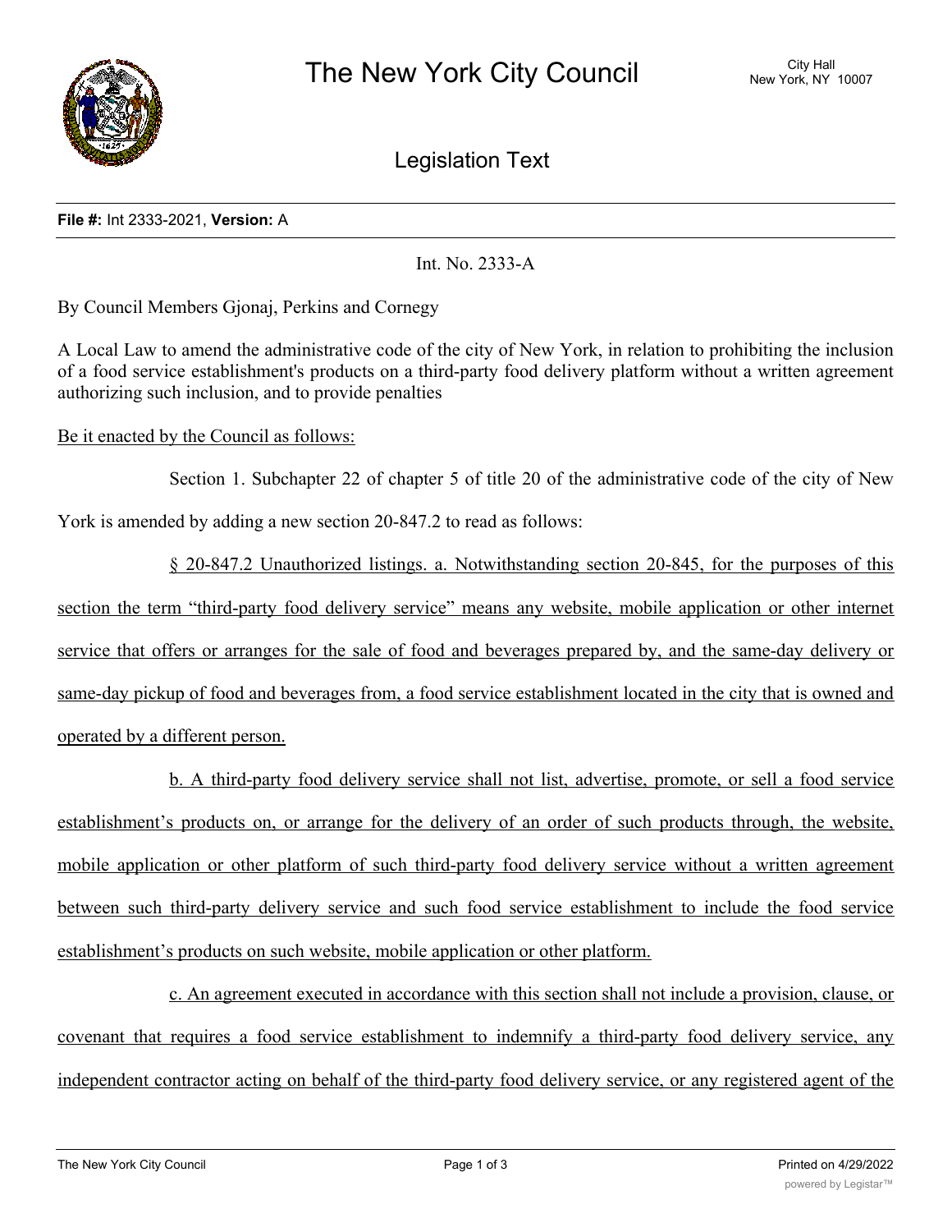# The New York City Council

City Hall
New York, NY 10007

## Legislation Text

**File #:** Int 2333-2021, **Version:** A

Int. No. 2333-A

By Council Members Gjonaj, Perkins and Cornegy

A Local Law to amend the administrative code of the city of New York, in relation to prohibiting the inclusion of a food service establishment's products on a third-party food delivery platform without a written agreement authorizing such inclusion, and to provide penalties

Be it enacted by the Council as follows:

Section 1. Subchapter 22 of chapter 5 of title 20 of the administrative code of the city of New York is amended by adding a new section 20-847.2 to read as follows:

§ 20-847.2 Unauthorized listings. a. Notwithstanding section 20-845, for the purposes of this section the term "third-party food delivery service" means any website, mobile application or other internet service that offers or arranges for the sale of food and beverages prepared by, and the same-day delivery or same-day pickup of food and beverages from, a food service establishment located in the city that is owned and operated by a different person.

b. A third-party food delivery service shall not list, advertise, promote, or sell a food service establishment's products on, or arrange for the delivery of an order of such products through, the website, mobile application or other platform of such third-party food delivery service without a written agreement between such third-party delivery service and such food service establishment to include the food service establishment's products on such website, mobile application or other platform.

c. An agreement executed in accordance with this section shall not include a provision, clause, or covenant that requires a food service establishment to indemnify a third-party food delivery service, any independent contractor acting on behalf of the third-party food delivery service, or any registered agent of the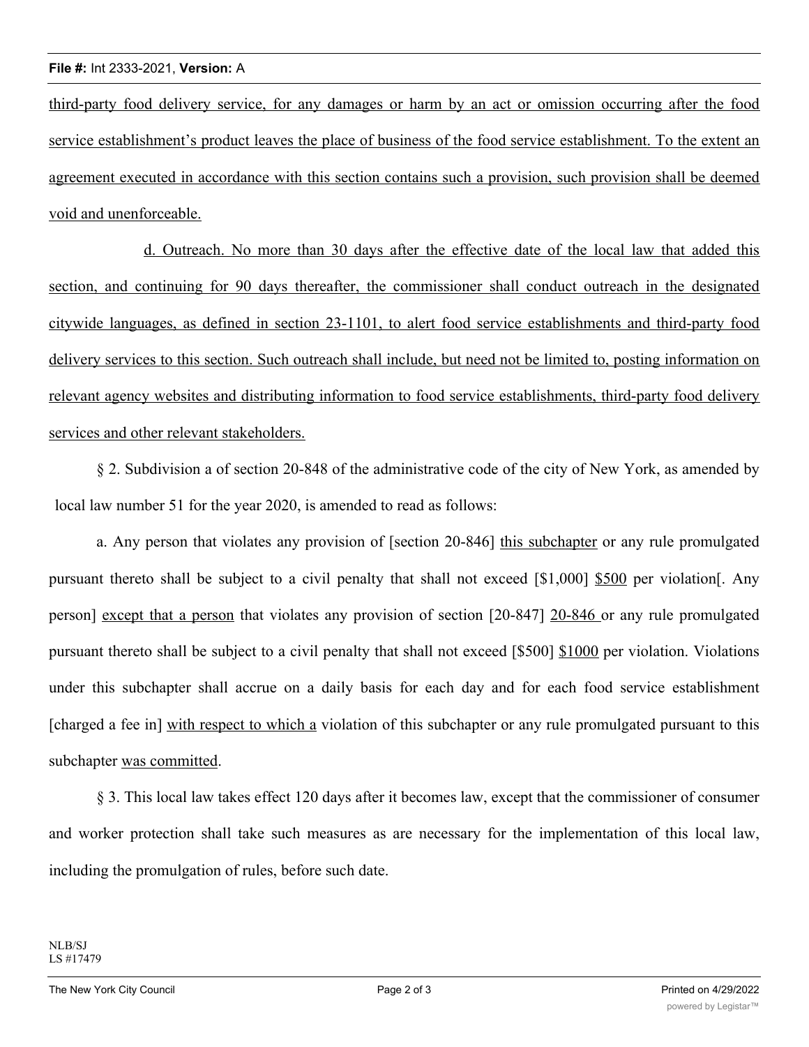third-party food delivery service, for any damages or harm by an act or omission occurring after the food service establishment's product leaves the place of business of the food service establishment. To the extent an agreement executed in accordance with this section contains such a provision, such provision shall be deemed void and unenforceable.

d. Outreach. No more than 30 days after the effective date of the local law that added this section, and continuing for 90 days thereafter, the commissioner shall conduct outreach in the designated citywide languages, as defined in section 23-1101, to alert food service establishments and third-party food delivery services to this section. Such outreach shall include, but need not be limited to, posting information on relevant agency websites and distributing information to food service establishments, third-party food delivery services and other relevant stakeholders.

§ 2. Subdivision a of section 20-848 of the administrative code of the city of New York, as amended by local law number 51 for the year 2020, is amended to read as follows:

a. Any person that violates any provision of [section 20-846] this subchapter or any rule promulgated pursuant thereto shall be subject to a civil penalty that shall not exceed [$1,000] $500 per violation[. Any person] except that a person that violates any provision of section [20-847] 20-846 or any rule promulgated pursuant thereto shall be subject to a civil penalty that shall not exceed [$500] $1000 per violation. Violations under this subchapter shall accrue on a daily basis for each day and for each food service establishment [charged a fee in] with respect to which a violation of this subchapter or any rule promulgated pursuant to this subchapter was committed.

§ 3. This local law takes effect 120 days after it becomes law, except that the commissioner of consumer and worker protection shall take such measures as are necessary for the implementation of this local law, including the promulgation of rules, before such date.

NLB/SJ
LS #17479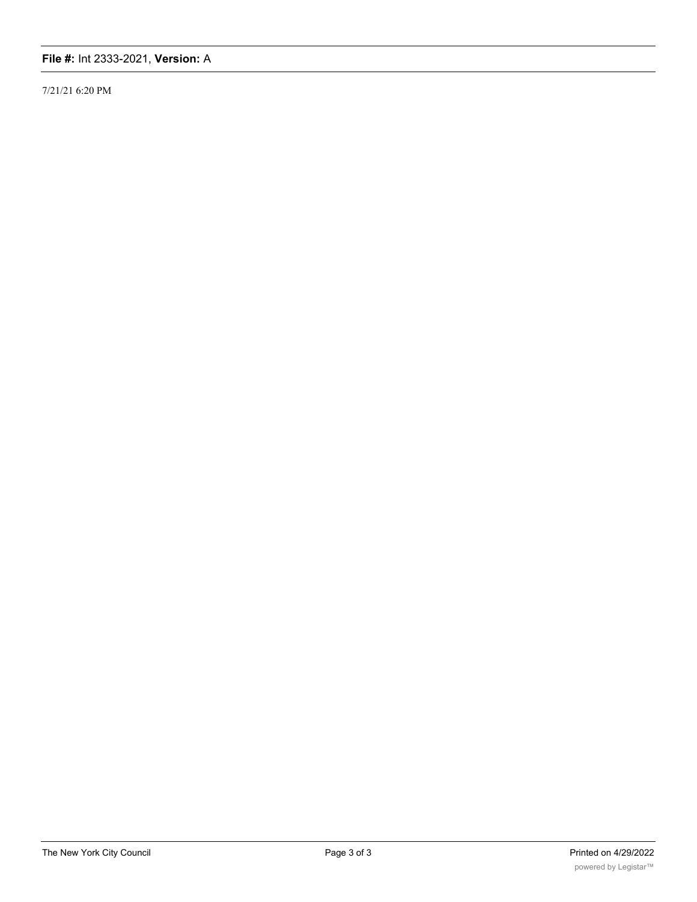7/21/21 6:20 PM